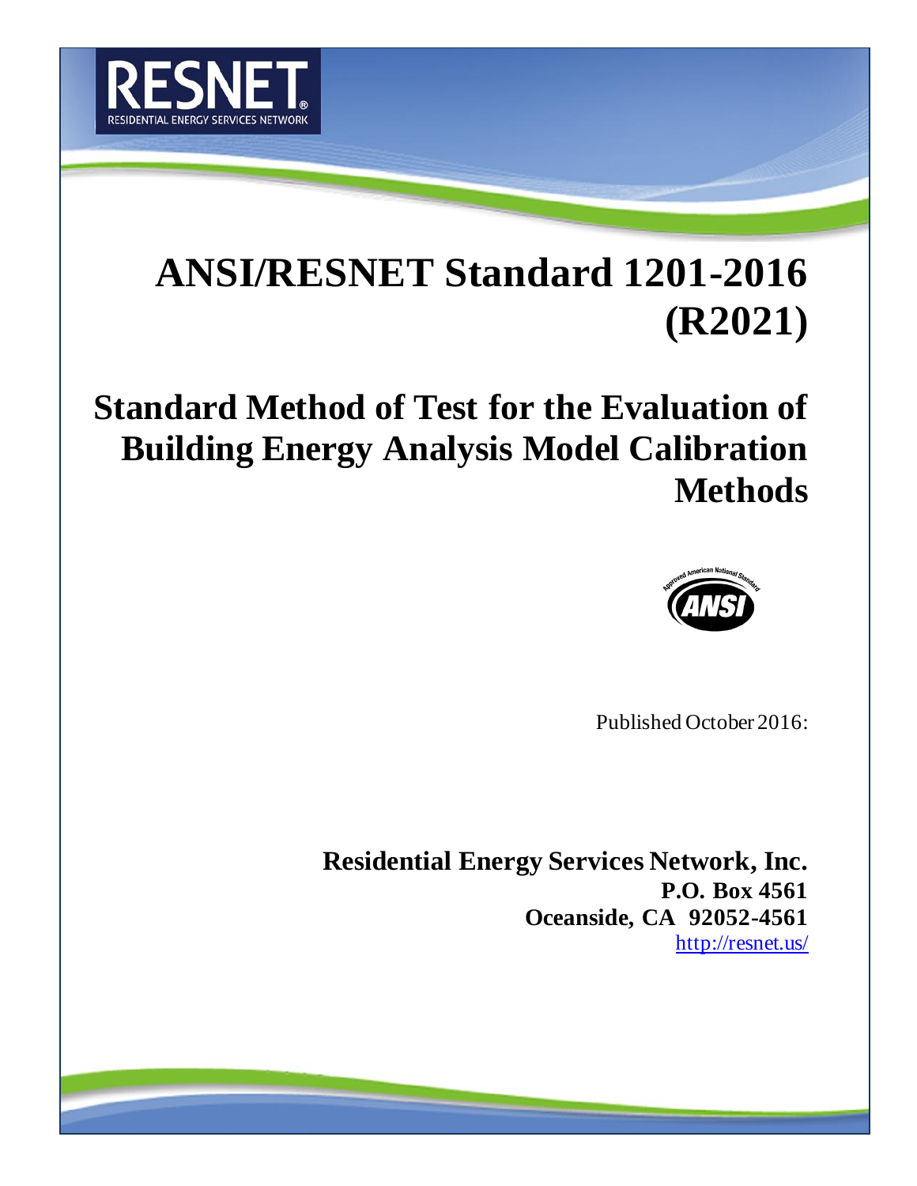RESNET®

RESIDENTIAL ENERGY SERVICES NETWORK

# ANSI/RESNET Standard 1201-2016 (R2021)

# Standard Method of Test for the Evaluation of Building Energy Analysis Model Calibration Methods

Approved American National Standard

ANSI

Published October 2016:

**Residential Energy Services Network, Inc.**
**P.O. Box 4561**
**Oceanside, CA 92052-4561**
http://resnet.us/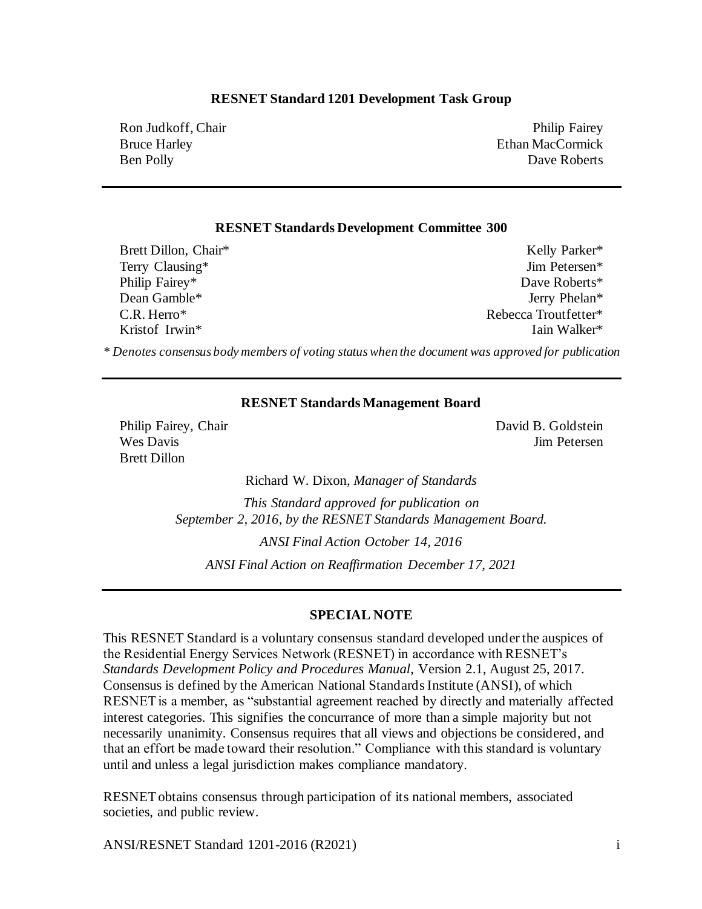**RESNET Standard 1201 Development Task Group**

Ron Judkoff, Chair
Bruce Harley
Ben Polly
Philip Fairey
Ethan MacCormick
Dave Roberts

---

**RESNET Standards Development Committee 300**

Brett Dillon, Chair*
Terry Clausing*
Philip Fairey*
Dean Gamble*
C.R. Herro*
Kristof Irwin*
Kelly Parker*
Jim Petersen*
Dave Roberts*
Jerry Phelan*
Rebecca Troutfetter*
Iain Walker*

*\* Denotes consensus body members of voting status when the document was approved for publication*

---

**RESNET Standards Management Board**

Philip Fairey, Chair
Wes Davis
Brett Dillon
David B. Goldstein
Jim Petersen

Richard W. Dixon, *Manager of Standards*

*This Standard approved for publication on September 2, 2016, by the RESNET Standards Management Board.*

*ANSI Final Action October 14, 2016*

*ANSI Final Action on Reaffirmation December 17, 2021*

---

**SPECIAL NOTE**

This RESNET Standard is a voluntary consensus standard developed under the auspices of the Residential Energy Services Network (RESNET) in accordance with RESNET's *Standards Development Policy and Procedures Manual*, Version 2.1, August 25, 2017. Consensus is defined by the American National Standards Institute (ANSI), of which RESNET is a member, as "substantial agreement reached by directly and materially affected interest categories. This signifies the concurrance of more than a simple majority but not necessarily unanimity. Consensus requires that all views and objections be considered, and that an effort be made toward their resolution." Compliance with this standard is voluntary until and unless a legal jurisdiction makes compliance mandatory.

RESNET obtains consensus through participation of its national members, associated societies, and public review.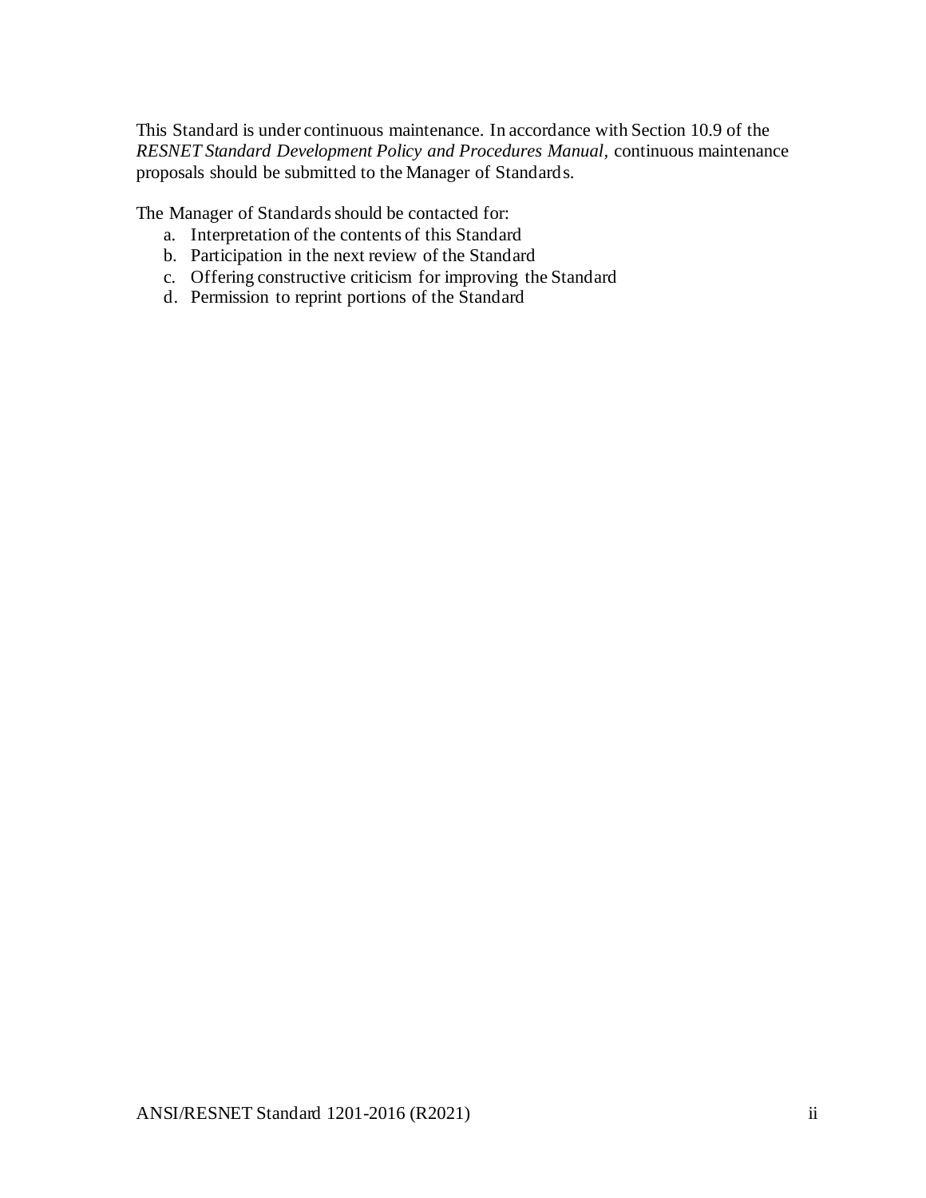This Standard is under continuous maintenance. In accordance with Section 10.9 of the *RESNET Standard Development Policy and Procedures Manual*, continuous maintenance proposals should be submitted to the Manager of Standards.

The Manager of Standards should be contacted for:

a. Interpretation of the contents of this Standard
b. Participation in the next review of the Standard
c. Offering constructive criticism for improving the Standard
d. Permission to reprint portions of the Standard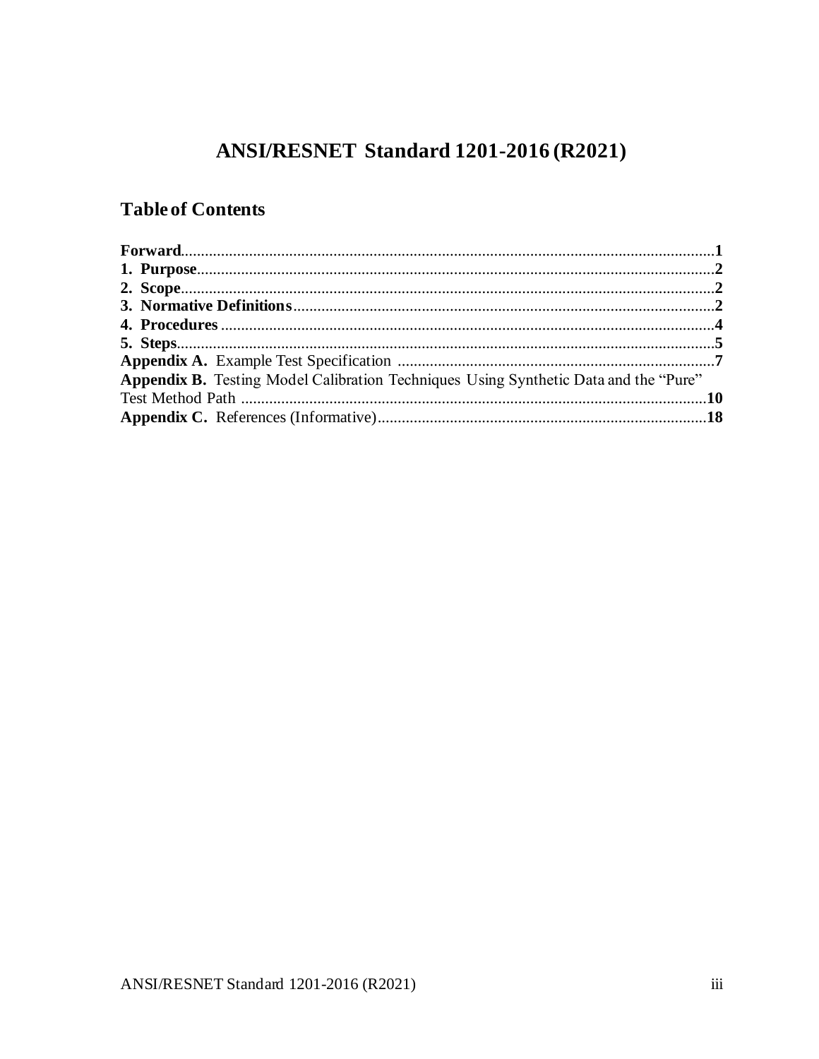# ANSI/RESNET Standard 1201-2016 (R2021)

## Table of Contents

**Forward**......................................................................................................................**1**
**1. Purpose**.................................................................................................................**2**
**2. Scope**....................................................................................................................**2**
**3. Normative Definitions**........................................................................................**2**
**4. Procedures**...........................................................................................................**4**
**5. Steps**.....................................................................................................................**5**
**Appendix A.** Example Test Specification ...............................................................**7**
**Appendix B.** Testing Model Calibration Techniques Using Synthetic Data and the "Pure" Test Method Path ....................................................................................................**10**
**Appendix C.** References (Informative)...................................................................**18**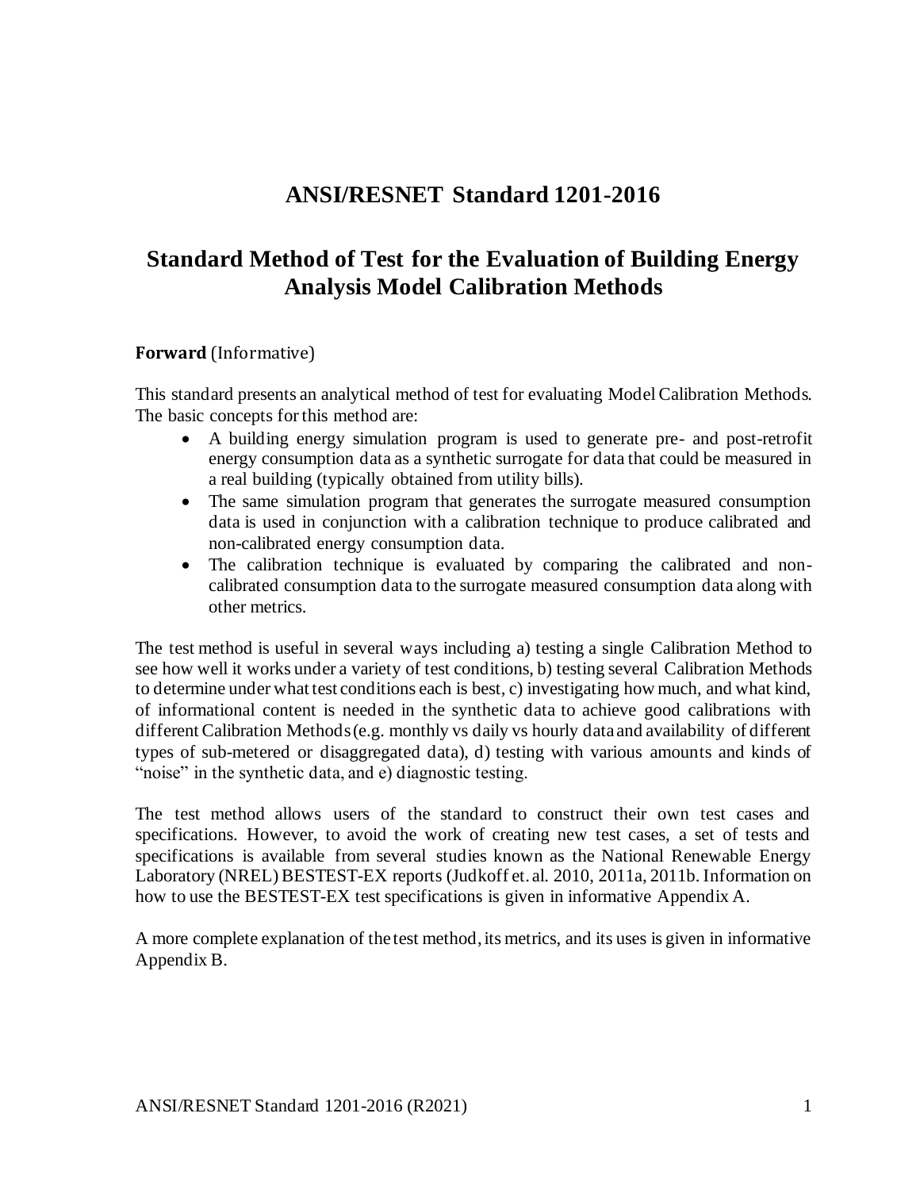# ANSI/RESNET Standard 1201-2016

# Standard Method of Test for the Evaluation of Building Energy Analysis Model Calibration Methods

**Forward** (Informative)

This standard presents an analytical method of test for evaluating Model Calibration Methods. The basic concepts for this method are:

- A building energy simulation program is used to generate pre- and post-retrofit energy consumption data as a synthetic surrogate for data that could be measured in a real building (typically obtained from utility bills).
- The same simulation program that generates the surrogate measured consumption data is used in conjunction with a calibration technique to produce calibrated and non-calibrated energy consumption data.
- The calibration technique is evaluated by comparing the calibrated and non-calibrated consumption data to the surrogate measured consumption data along with other metrics.

The test method is useful in several ways including a) testing a single Calibration Method to see how well it works under a variety of test conditions, b) testing several Calibration Methods to determine under what test conditions each is best, c) investigating how much, and what kind, of informational content is needed in the synthetic data to achieve good calibrations with different Calibration Methods (e.g. monthly vs daily vs hourly data and availability of different types of sub-metered or disaggregated data), d) testing with various amounts and kinds of "noise" in the synthetic data, and e) diagnostic testing.

The test method allows users of the standard to construct their own test cases and specifications. However, to avoid the work of creating new test cases, a set of tests and specifications is available from several studies known as the National Renewable Energy Laboratory (NREL) BESTEST-EX reports (Judkoff et. al. 2010, 2011a, 2011b. Information on how to use the BESTEST-EX test specifications is given in informative Appendix A.

A more complete explanation of the test method, its metrics, and its uses is given in informative Appendix B.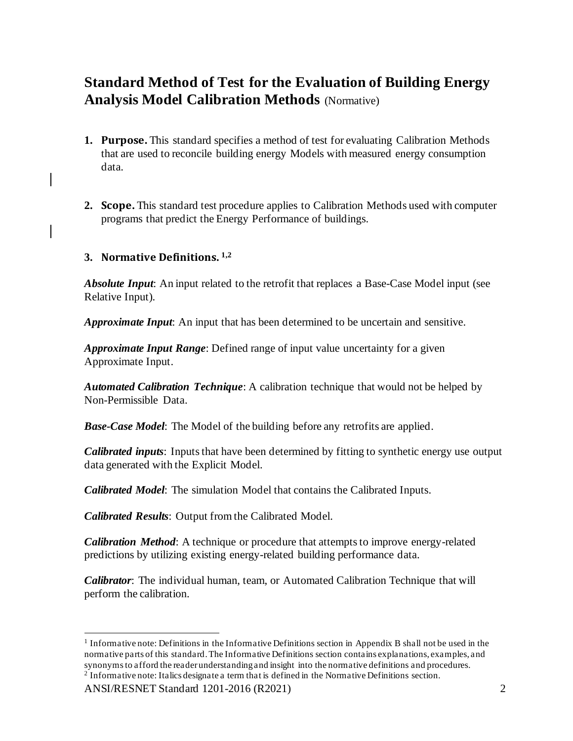# Standard Method of Test for the Evaluation of Building Energy Analysis Model Calibration Methods (Normative)

1. **Purpose.** This standard specifies a method of test for evaluating Calibration Methods that are used to reconcile building energy Models with measured energy consumption data.

2. **Scope.** This standard test procedure applies to Calibration Methods used with computer programs that predict the Energy Performance of buildings.

## 3. Normative Definitions. [1,2]

***Absolute Input***: An input related to the retrofit that replaces a Base-Case Model input (see Relative Input).

***Approximate Input***: An input that has been determined to be uncertain and sensitive.

***Approximate Input Range***: Defined range of input value uncertainty for a given Approximate Input.

***Automated Calibration Technique***: A calibration technique that would not be helped by Non-Permissible Data.

***Base-Case Model***: The Model of the building before any retrofits are applied.

***Calibrated inputs***: Inputs that have been determined by fitting to synthetic energy use output data generated with the Explicit Model.

***Calibrated Model***: The simulation Model that contains the Calibrated Inputs.

***Calibrated Results***: Output from the Calibrated Model.

***Calibration Method***: A technique or procedure that attempts to improve energy-related predictions by utilizing existing energy-related building performance data.

***Calibrator***: The individual human, team, or Automated Calibration Technique that will perform the calibration.

---

[1] Informative note: Definitions in the Informative Definitions section in Appendix B shall not be used in the normative parts of this standard. The Informative Definitions section contains explanations, examples, and synonyms to afford the reader understanding and insight into the normative definitions and procedures.

[2] Informative note: Italics designate a term that is defined in the Normative Definitions section.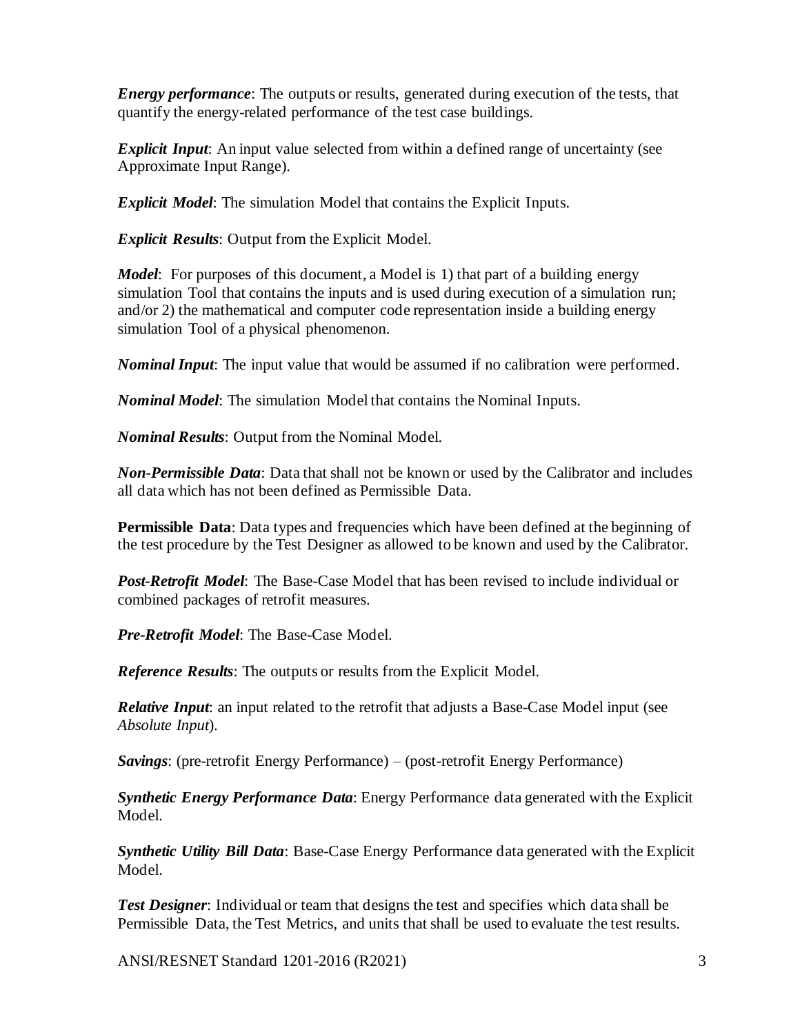***Energy performance***: The outputs or results, generated during execution of the tests, that quantify the energy-related performance of the test case buildings.

***Explicit Input***: An input value selected from within a defined range of uncertainty (see Approximate Input Range).

***Explicit Model***: The simulation Model that contains the Explicit Inputs.

***Explicit Results***: Output from the Explicit Model.

***Model***: For purposes of this document, a Model is 1) that part of a building energy simulation Tool that contains the inputs and is used during execution of a simulation run; and/or 2) the mathematical and computer code representation inside a building energy simulation Tool of a physical phenomenon.

***Nominal Input***: The input value that would be assumed if no calibration were performed.

***Nominal Model***: The simulation Model that contains the Nominal Inputs.

***Nominal Results***: Output from the Nominal Model.

***Non-Permissible Data***: Data that shall not be known or used by the Calibrator and includes all data which has not been defined as Permissible Data.

**Permissible Data**: Data types and frequencies which have been defined at the beginning of the test procedure by the Test Designer as allowed to be known and used by the Calibrator.

***Post-Retrofit Model***: The Base-Case Model that has been revised to include individual or combined packages of retrofit measures.

***Pre-Retrofit Model***: The Base-Case Model.

***Reference Results***: The outputs or results from the Explicit Model.

***Relative Input***: an input related to the retrofit that adjusts a Base-Case Model input (see *Absolute Input*).

***Savings***: (pre-retrofit Energy Performance) – (post-retrofit Energy Performance)

***Synthetic Energy Performance Data***: Energy Performance data generated with the Explicit Model.

***Synthetic Utility Bill Data***: Base-Case Energy Performance data generated with the Explicit Model.

***Test Designer***: Individual or team that designs the test and specifies which data shall be Permissible Data, the Test Metrics, and units that shall be used to evaluate the test results.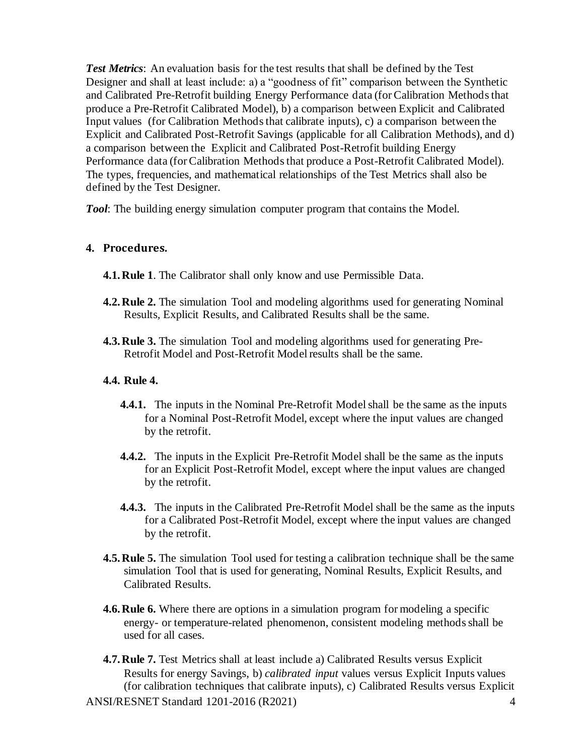***Test Metrics***: An evaluation basis for the test results that shall be defined by the Test Designer and shall at least include: a) a "goodness of fit" comparison between the Synthetic and Calibrated Pre-Retrofit building Energy Performance data (for Calibration Methods that produce a Pre-Retrofit Calibrated Model), b) a comparison between Explicit and Calibrated Input values (for Calibration Methods that calibrate inputs), c) a comparison between the Explicit and Calibrated Post-Retrofit Savings (applicable for all Calibration Methods), and d) a comparison between the Explicit and Calibrated Post-Retrofit building Energy Performance data (for Calibration Methods that produce a Post-Retrofit Calibrated Model). The types, frequencies, and mathematical relationships of the Test Metrics shall also be defined by the Test Designer.

***Tool***: The building energy simulation computer program that contains the Model.

## 4. Procedures.

**4.1. Rule 1**. The Calibrator shall only know and use Permissible Data.

**4.2. Rule 2.** The simulation Tool and modeling algorithms used for generating Nominal Results, Explicit Results, and Calibrated Results shall be the same.

**4.3. Rule 3.** The simulation Tool and modeling algorithms used for generating Pre-Retrofit Model and Post-Retrofit Model results shall be the same.

**4.4. Rule 4.**

**4.4.1.** The inputs in the Nominal Pre-Retrofit Model shall be the same as the inputs for a Nominal Post-Retrofit Model, except where the input values are changed by the retrofit.

**4.4.2.** The inputs in the Explicit Pre-Retrofit Model shall be the same as the inputs for an Explicit Post-Retrofit Model, except where the input values are changed by the retrofit.

**4.4.3.** The inputs in the Calibrated Pre-Retrofit Model shall be the same as the inputs for a Calibrated Post-Retrofit Model, except where the input values are changed by the retrofit.

**4.5. Rule 5.** The simulation Tool used for testing a calibration technique shall be the same simulation Tool that is used for generating, Nominal Results, Explicit Results, and Calibrated Results.

**4.6. Rule 6.** Where there are options in a simulation program for modeling a specific energy- or temperature-related phenomenon, consistent modeling methods shall be used for all cases.

**4.7. Rule 7.** Test Metrics shall at least include a) Calibrated Results versus Explicit Results for energy Savings, b) *calibrated input* values versus Explicit Inputs values (for calibration techniques that calibrate inputs), c) Calibrated Results versus Explicit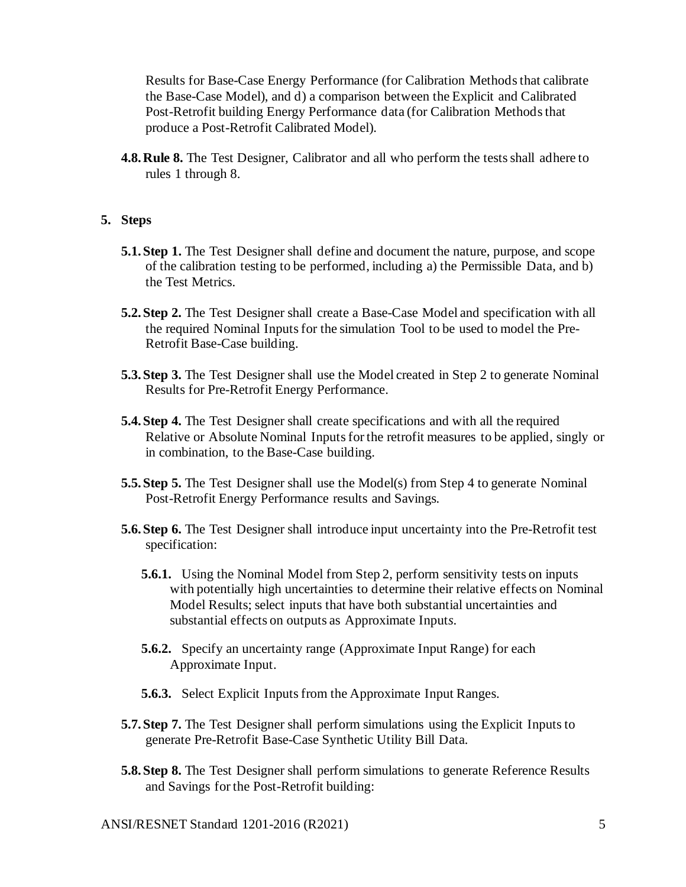Results for Base-Case Energy Performance (for Calibration Methods that calibrate the Base-Case Model), and d) a comparison between the Explicit and Calibrated Post-Retrofit building Energy Performance data (for Calibration Methods that produce a Post-Retrofit Calibrated Model).

**4.8. Rule 8.** The Test Designer, Calibrator and all who perform the tests shall adhere to rules 1 through 8.

## 5. Steps

**5.1. Step 1.** The Test Designer shall define and document the nature, purpose, and scope of the calibration testing to be performed, including a) the Permissible Data, and b) the Test Metrics.

**5.2. Step 2.** The Test Designer shall create a Base-Case Model and specification with all the required Nominal Inputs for the simulation Tool to be used to model the Pre-Retrofit Base-Case building.

**5.3. Step 3.** The Test Designer shall use the Model created in Step 2 to generate Nominal Results for Pre-Retrofit Energy Performance.

**5.4. Step 4.** The Test Designer shall create specifications and with all the required Relative or Absolute Nominal Inputs for the retrofit measures to be applied, singly or in combination, to the Base-Case building.

**5.5. Step 5.** The Test Designer shall use the Model(s) from Step 4 to generate Nominal Post-Retrofit Energy Performance results and Savings.

**5.6. Step 6.** The Test Designer shall introduce input uncertainty into the Pre-Retrofit test specification:

- **5.6.1.** Using the Nominal Model from Step 2, perform sensitivity tests on inputs with potentially high uncertainties to determine their relative effects on Nominal Model Results; select inputs that have both substantial uncertainties and substantial effects on outputs as Approximate Inputs.

- **5.6.2.** Specify an uncertainty range (Approximate Input Range) for each Approximate Input.

- **5.6.3.** Select Explicit Inputs from the Approximate Input Ranges.

**5.7. Step 7.** The Test Designer shall perform simulations using the Explicit Inputs to generate Pre-Retrofit Base-Case Synthetic Utility Bill Data.

**5.8. Step 8.** The Test Designer shall perform simulations to generate Reference Results and Savings for the Post-Retrofit building: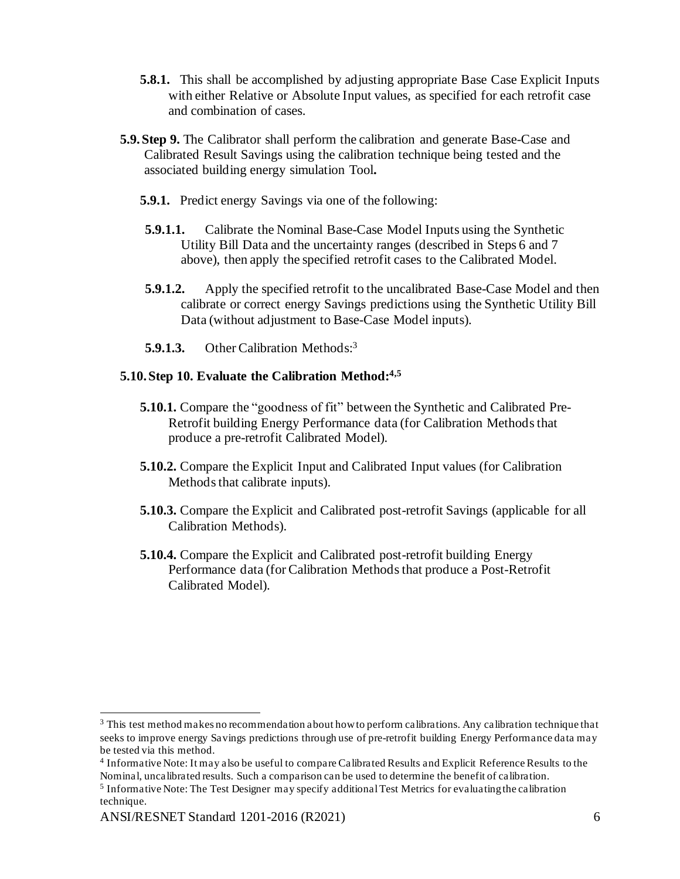**5.8.1.** This shall be accomplished by adjusting appropriate Base Case Explicit Inputs with either Relative or Absolute Input values, as specified for each retrofit case and combination of cases.

**5.9. Step 9.** The Calibrator shall perform the calibration and generate Base-Case and Calibrated Result Savings using the calibration technique being tested and the associated building energy simulation Tool**.**

**5.9.1.** Predict energy Savings via one of the following:

**5.9.1.1.** Calibrate the Nominal Base-Case Model Inputs using the Synthetic Utility Bill Data and the uncertainty ranges (described in Steps 6 and 7 above), then apply the specified retrofit cases to the Calibrated Model.

**5.9.1.2.** Apply the specified retrofit to the uncalibrated Base-Case Model and then calibrate or correct energy Savings predictions using the Synthetic Utility Bill Data (without adjustment to Base-Case Model inputs).

**5.9.1.3.** Other Calibration Methods:[3]

**5.10. Step 10. Evaluate the Calibration Method:[4,5]**

**5.10.1.** Compare the "goodness of fit" between the Synthetic and Calibrated Pre-Retrofit building Energy Performance data (for Calibration Methods that produce a pre-retrofit Calibrated Model).

**5.10.2.** Compare the Explicit Input and Calibrated Input values (for Calibration Methods that calibrate inputs).

**5.10.3.** Compare the Explicit and Calibrated post-retrofit Savings (applicable for all Calibration Methods).

**5.10.4.** Compare the Explicit and Calibrated post-retrofit building Energy Performance data (for Calibration Methods that produce a Post-Retrofit Calibrated Model).

---

[3] This test method makes no recommendation about how to perform calibrations. Any calibration technique that seeks to improve energy Savings predictions through use of pre-retrofit building Energy Performance data may be tested via this method.

[4] Informative Note: It may also be useful to compare Calibrated Results and Explicit Reference Results to the Nominal, uncalibrated results. Such a comparison can be used to determine the benefit of calibration.

[5] Informative Note: The Test Designer may specify additional Test Metrics for evaluating the calibration technique.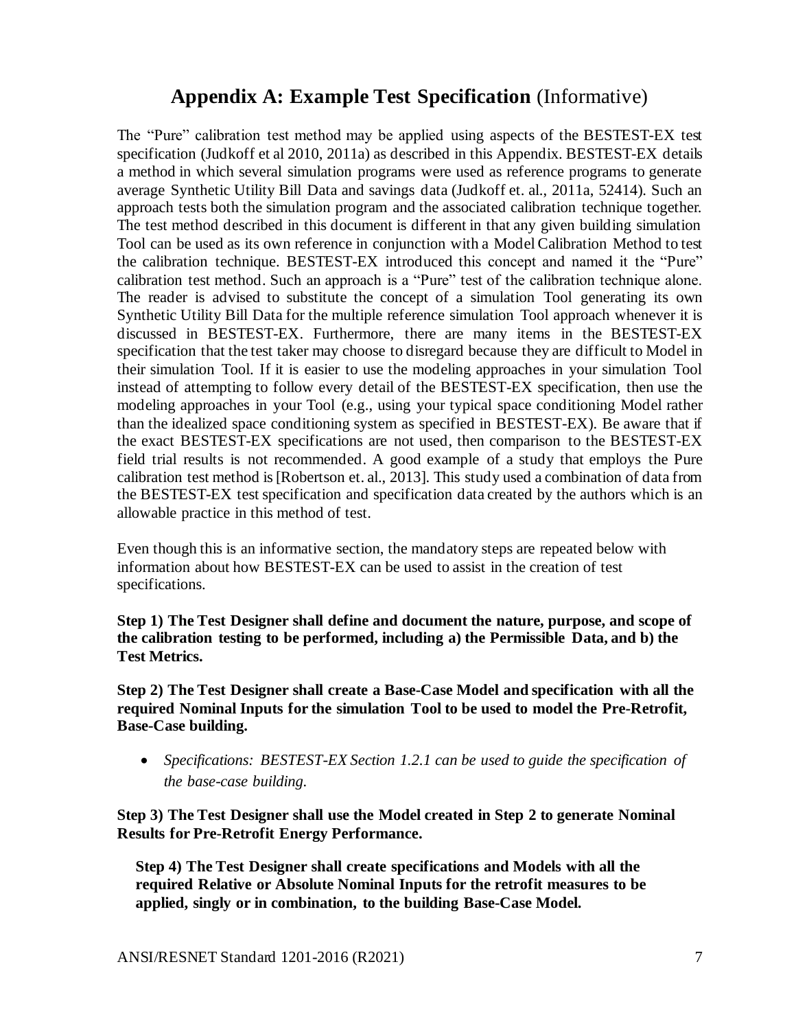## Appendix A: Example Test Specification (Informative)

The "Pure" calibration test method may be applied using aspects of the BESTEST-EX test specification (Judkoff et al 2010, 2011a) as described in this Appendix. BESTEST-EX details a method in which several simulation programs were used as reference programs to generate average Synthetic Utility Bill Data and savings data (Judkoff et. al., 2011a, 52414). Such an approach tests both the simulation program and the associated calibration technique together. The test method described in this document is different in that any given building simulation Tool can be used as its own reference in conjunction with a Model Calibration Method to test the calibration technique. BESTEST-EX introduced this concept and named it the "Pure" calibration test method. Such an approach is a "Pure" test of the calibration technique alone. The reader is advised to substitute the concept of a simulation Tool generating its own Synthetic Utility Bill Data for the multiple reference simulation Tool approach whenever it is discussed in BESTEST-EX. Furthermore, there are many items in the BESTEST-EX specification that the test taker may choose to disregard because they are difficult to Model in their simulation Tool. If it is easier to use the modeling approaches in your simulation Tool instead of attempting to follow every detail of the BESTEST-EX specification, then use the modeling approaches in your Tool (e.g., using your typical space conditioning Model rather than the idealized space conditioning system as specified in BESTEST-EX). Be aware that if the exact BESTEST-EX specifications are not used, then comparison to the BESTEST-EX field trial results is not recommended. A good example of a study that employs the Pure calibration test method is [Robertson et. al., 2013]. This study used a combination of data from the BESTEST-EX test specification and specification data created by the authors which is an allowable practice in this method of test.

Even though this is an informative section, the mandatory steps are repeated below with information about how BESTEST-EX can be used to assist in the creation of test specifications.

**Step 1) The Test Designer shall define and document the nature, purpose, and scope of the calibration testing to be performed, including a) the Permissible Data, and b) the Test Metrics.**

**Step 2) The Test Designer shall create a Base-Case Model and specification with all the required Nominal Inputs for the simulation Tool to be used to model the Pre-Retrofit, Base-Case building.**

- *Specifications: BESTEST-EX Section 1.2.1 can be used to guide the specification of the base-case building.*

**Step 3) The Test Designer shall use the Model created in Step 2 to generate Nominal Results for Pre-Retrofit Energy Performance.**

**Step 4) The Test Designer shall create specifications and Models with all the required Relative or Absolute Nominal Inputs for the retrofit measures to be applied, singly or in combination, to the building Base-Case Model.**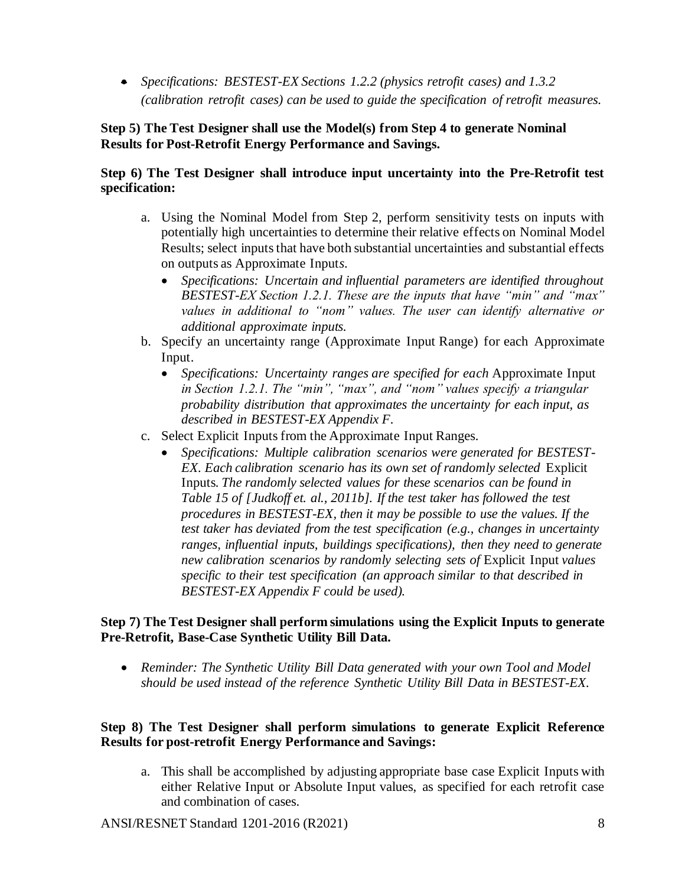- *Specifications: BESTEST-EX Sections 1.2.2 (physics retrofit cases) and 1.3.2 (calibration retrofit cases) can be used to guide the specification of retrofit measures.*

**Step 5) The Test Designer shall use the Model(s) from Step 4 to generate Nominal Results for Post-Retrofit Energy Performance and Savings.**

**Step 6) The Test Designer shall introduce input uncertainty into the Pre-Retrofit test specification:**

a. Using the Nominal Model from Step 2, perform sensitivity tests on inputs with potentially high uncertainties to determine their relative effects on Nominal Model Results; select inputs that have both substantial uncertainties and substantial effects on outputs as Approximate Inputs.
   - *Specifications: Uncertain and influential parameters are identified throughout BESTEST-EX Section 1.2.1. These are the inputs that have "min" and "max" values in additional to "nom" values. The user can identify alternative or additional approximate inputs.*

b. Specify an uncertainty range (Approximate Input Range) for each Approximate Input.
   - *Specifications: Uncertainty ranges are specified for each* Approximate Input *in Section 1.2.1. The "min", "max", and "nom" values specify a triangular probability distribution that approximates the uncertainty for each input, as described in BESTEST-EX Appendix F.*

c. Select Explicit Inputs from the Approximate Input Ranges.
   - *Specifications: Multiple calibration scenarios were generated for BESTEST-EX. Each calibration scenario has its own set of randomly selected* Explicit Inputs. *The randomly selected values for these scenarios can be found in Table 15 of [Judkoff et. al., 2011b]. If the test taker has followed the test procedures in BESTEST-EX, then it may be possible to use the values. If the test taker has deviated from the test specification (e.g., changes in uncertainty ranges, influential inputs, buildings specifications), then they need to generate new calibration scenarios by randomly selecting sets of* Explicit Input *values specific to their test specification (an approach similar to that described in BESTEST-EX Appendix F could be used).*

**Step 7) The Test Designer shall perform simulations using the Explicit Inputs to generate Pre-Retrofit, Base-Case Synthetic Utility Bill Data.**

- *Reminder: The Synthetic Utility Bill Data generated with your own Tool and Model should be used instead of the reference Synthetic Utility Bill Data in BESTEST-EX.*

**Step 8) The Test Designer shall perform simulations to generate Explicit Reference Results for post-retrofit Energy Performance and Savings:**

a. This shall be accomplished by adjusting appropriate base case Explicit Inputs with either Relative Input or Absolute Input values, as specified for each retrofit case and combination of cases.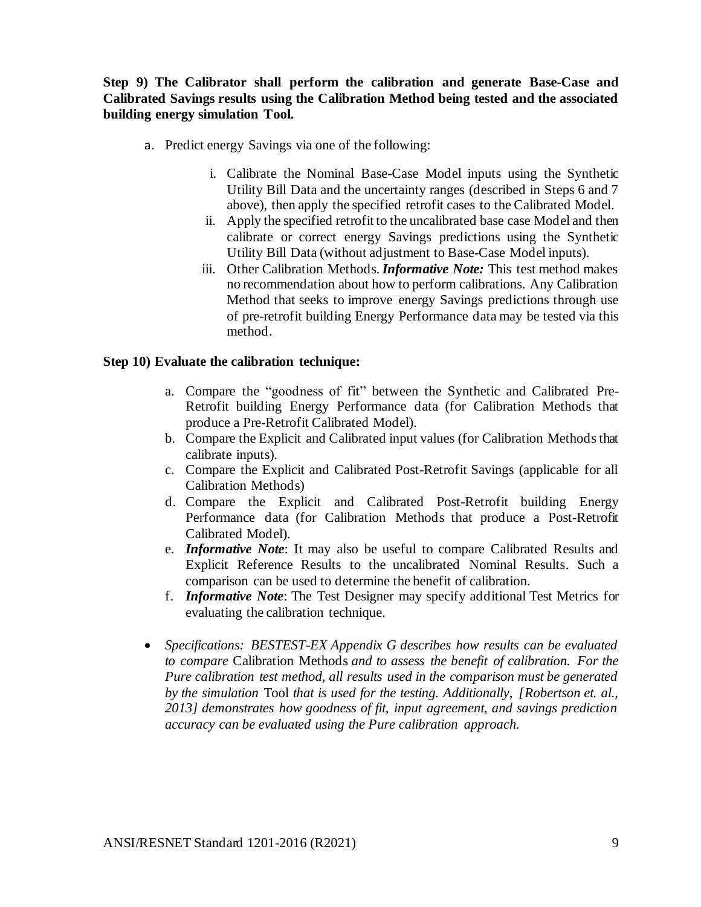**Step 9) The Calibrator shall perform the calibration and generate Base-Case and Calibrated Savings results using the Calibration Method being tested and the associated building energy simulation Tool.**

a. Predict energy Savings via one of the following:

   i. Calibrate the Nominal Base-Case Model inputs using the Synthetic Utility Bill Data and the uncertainty ranges (described in Steps 6 and 7 above), then apply the specified retrofit cases to the Calibrated Model.
   
   ii. Apply the specified retrofit to the uncalibrated base case Model and then calibrate or correct energy Savings predictions using the Synthetic Utility Bill Data (without adjustment to Base-Case Model inputs).
   
   iii. Other Calibration Methods. ***Informative Note:*** This test method makes no recommendation about how to perform calibrations. Any Calibration Method that seeks to improve energy Savings predictions through use of pre-retrofit building Energy Performance data may be tested via this method.

**Step 10) Evaluate the calibration technique:**

a. Compare the "goodness of fit" between the Synthetic and Calibrated Pre-Retrofit building Energy Performance data (for Calibration Methods that produce a Pre-Retrofit Calibrated Model).

b. Compare the Explicit and Calibrated input values (for Calibration Methods that calibrate inputs).

c. Compare the Explicit and Calibrated Post-Retrofit Savings (applicable for all Calibration Methods)

d. Compare the Explicit and Calibrated Post-Retrofit building Energy Performance data (for Calibration Methods that produce a Post-Retrofit Calibrated Model).

e. ***Informative Note***: It may also be useful to compare Calibrated Results and Explicit Reference Results to the uncalibrated Nominal Results. Such a comparison can be used to determine the benefit of calibration.

f. ***Informative Note***: The Test Designer may specify additional Test Metrics for evaluating the calibration technique.

- *Specifications: BESTEST-EX Appendix G describes how results can be evaluated to compare* Calibration Methods *and to assess the benefit of calibration. For the Pure calibration test method, all results used in the comparison must be generated by the simulation* Tool *that is used for the testing. Additionally, [Robertson et. al., 2013] demonstrates how goodness of fit, input agreement, and savings prediction accuracy can be evaluated using the Pure calibration approach.*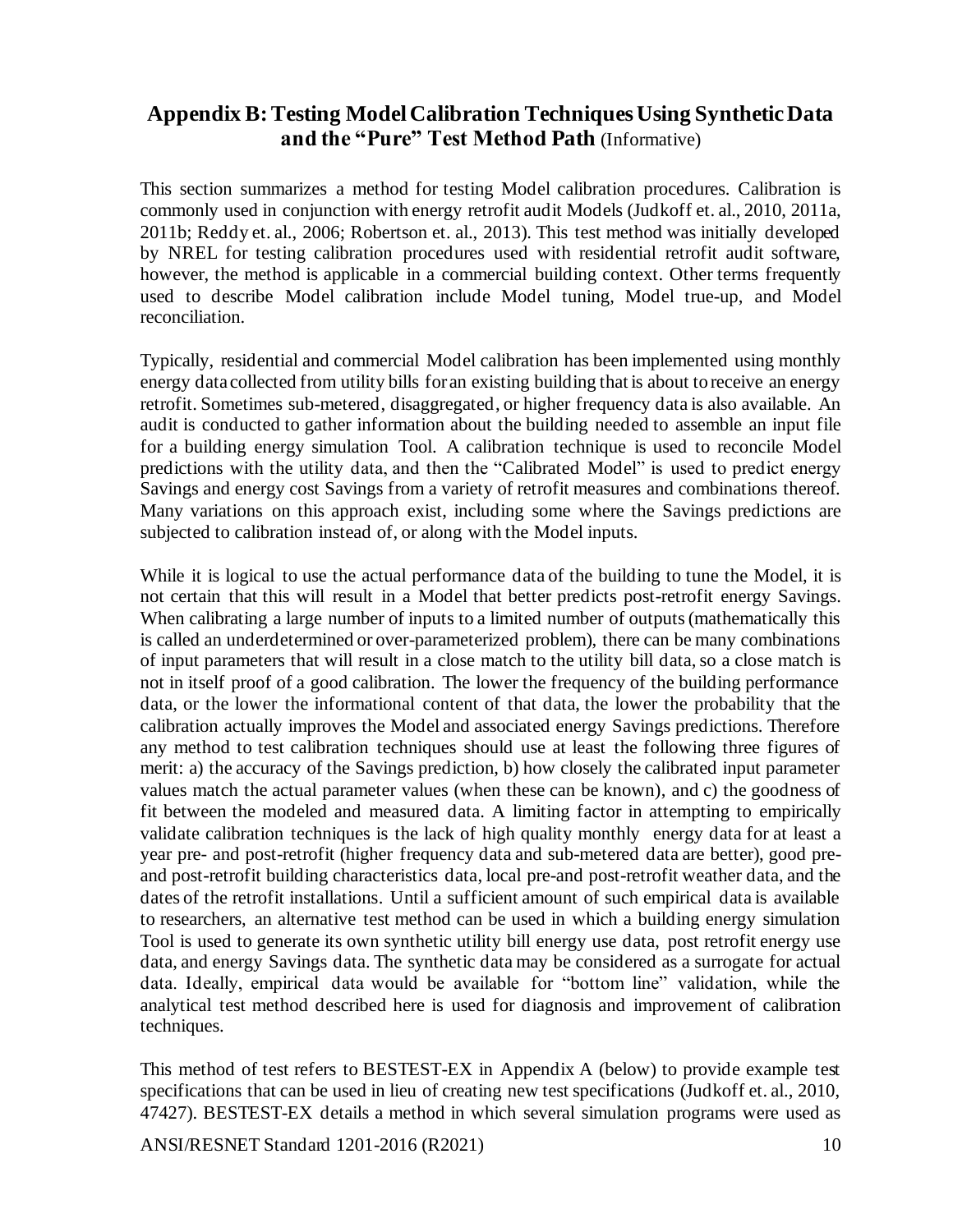## Appendix B: Testing Model Calibration Techniques Using Synthetic Data and the "Pure" Test Method Path (Informative)

This section summarizes a method for testing Model calibration procedures. Calibration is commonly used in conjunction with energy retrofit audit Models (Judkoff et. al., 2010, 2011a, 2011b; Reddy et. al., 2006; Robertson et. al., 2013). This test method was initially developed by NREL for testing calibration procedures used with residential retrofit audit software, however, the method is applicable in a commercial building context. Other terms frequently used to describe Model calibration include Model tuning, Model true-up, and Model reconciliation.

Typically, residential and commercial Model calibration has been implemented using monthly energy data collected from utility bills for an existing building that is about to receive an energy retrofit. Sometimes sub-metered, disaggregated, or higher frequency data is also available. An audit is conducted to gather information about the building needed to assemble an input file for a building energy simulation Tool. A calibration technique is used to reconcile Model predictions with the utility data, and then the "Calibrated Model" is used to predict energy Savings and energy cost Savings from a variety of retrofit measures and combinations thereof. Many variations on this approach exist, including some where the Savings predictions are subjected to calibration instead of, or along with the Model inputs.

While it is logical to use the actual performance data of the building to tune the Model, it is not certain that this will result in a Model that better predicts post-retrofit energy Savings. When calibrating a large number of inputs to a limited number of outputs (mathematically this is called an underdetermined or over-parameterized problem), there can be many combinations of input parameters that will result in a close match to the utility bill data, so a close match is not in itself proof of a good calibration. The lower the frequency of the building performance data, or the lower the informational content of that data, the lower the probability that the calibration actually improves the Model and associated energy Savings predictions. Therefore any method to test calibration techniques should use at least the following three figures of merit: a) the accuracy of the Savings prediction, b) how closely the calibrated input parameter values match the actual parameter values (when these can be known), and c) the goodness of fit between the modeled and measured data. A limiting factor in attempting to empirically validate calibration techniques is the lack of high quality monthly energy data for at least a year pre- and post-retrofit (higher frequency data and sub-metered data are better), good pre- and post-retrofit building characteristics data, local pre-and post-retrofit weather data, and the dates of the retrofit installations. Until a sufficient amount of such empirical data is available to researchers, an alternative test method can be used in which a building energy simulation Tool is used to generate its own synthetic utility bill energy use data, post retrofit energy use data, and energy Savings data. The synthetic data may be considered as a surrogate for actual data. Ideally, empirical data would be available for "bottom line" validation, while the analytical test method described here is used for diagnosis and improvement of calibration techniques.

This method of test refers to BESTEST-EX in Appendix A (below) to provide example test specifications that can be used in lieu of creating new test specifications (Judkoff et. al., 2010, 47427). BESTEST-EX details a method in which several simulation programs were used as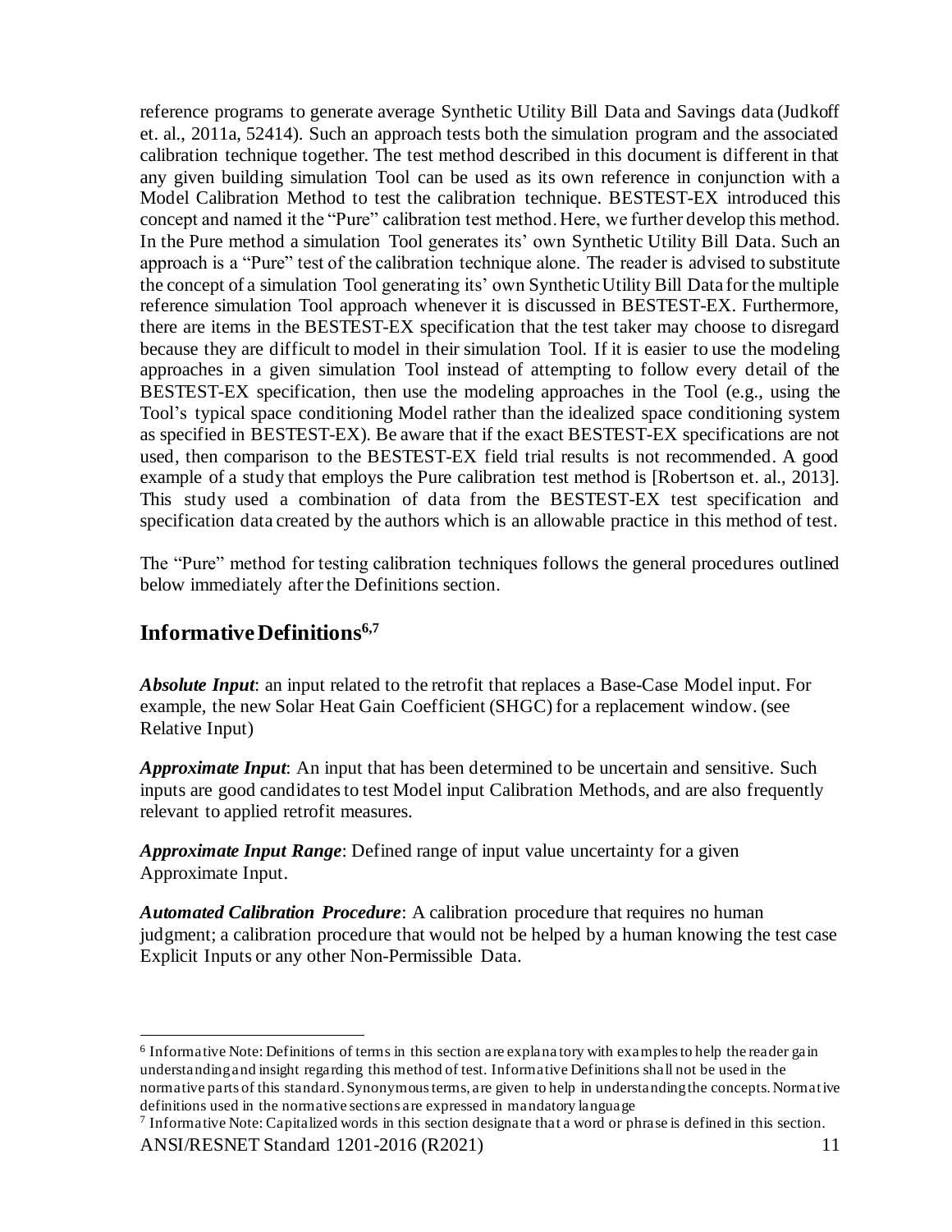reference programs to generate average Synthetic Utility Bill Data and Savings data (Judkoff et. al., 2011a, 52414). Such an approach tests both the simulation program and the associated calibration technique together. The test method described in this document is different in that any given building simulation Tool can be used as its own reference in conjunction with a Model Calibration Method to test the calibration technique. BESTEST-EX introduced this concept and named it the "Pure" calibration test method. Here, we further develop this method. In the Pure method a simulation Tool generates its' own Synthetic Utility Bill Data. Such an approach is a "Pure" test of the calibration technique alone. The reader is advised to substitute the concept of a simulation Tool generating its' own Synthetic Utility Bill Data for the multiple reference simulation Tool approach whenever it is discussed in BESTEST-EX. Furthermore, there are items in the BESTEST-EX specification that the test taker may choose to disregard because they are difficult to model in their simulation Tool. If it is easier to use the modeling approaches in a given simulation Tool instead of attempting to follow every detail of the BESTEST-EX specification, then use the modeling approaches in the Tool (e.g., using the Tool's typical space conditioning Model rather than the idealized space conditioning system as specified in BESTEST-EX). Be aware that if the exact BESTEST-EX specifications are not used, then comparison to the BESTEST-EX field trial results is not recommended. A good example of a study that employs the Pure calibration test method is [Robertson et. al., 2013]. This study used a combination of data from the BESTEST-EX test specification and specification data created by the authors which is an allowable practice in this method of test.

The "Pure" method for testing calibration techniques follows the general procedures outlined below immediately after the Definitions section.

## Informative Definitions[6,7]

***Absolute Input***: an input related to the retrofit that replaces a Base-Case Model input. For example, the new Solar Heat Gain Coefficient (SHGC) for a replacement window. (see Relative Input)

***Approximate Input***: An input that has been determined to be uncertain and sensitive. Such inputs are good candidates to test Model input Calibration Methods, and are also frequently relevant to applied retrofit measures.

***Approximate Input Range***: Defined range of input value uncertainty for a given Approximate Input.

***Automated Calibration Procedure***: A calibration procedure that requires no human judgment; a calibration procedure that would not be helped by a human knowing the test case Explicit Inputs or any other Non-Permissible Data.

---

[6] Informative Note: Definitions of terms in this section are explanatory with examples to help the reader gain understanding and insight regarding this method of test. Informative Definitions shall not be used in the normative parts of this standard. Synonymous terms, are given to help in understanding the concepts. Normative definitions used in the normative sections are expressed in mandatory language

[7] Informative Note: Capitalized words in this section designate that a word or phrase is defined in this section.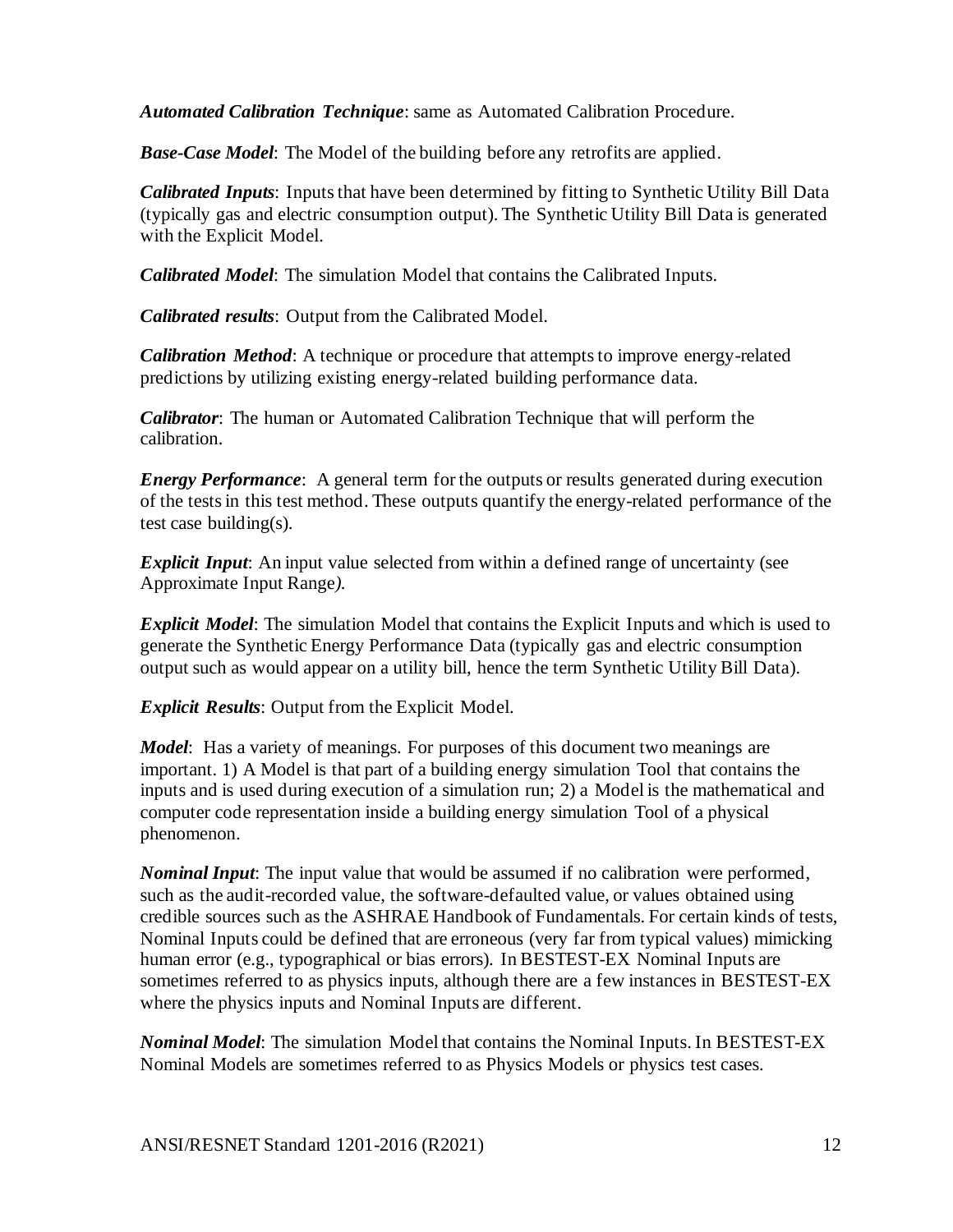***Automated Calibration Technique***: same as Automated Calibration Procedure.

***Base-Case Model***: The Model of the building before any retrofits are applied.

***Calibrated Inputs***: Inputs that have been determined by fitting to Synthetic Utility Bill Data (typically gas and electric consumption output). The Synthetic Utility Bill Data is generated with the Explicit Model.

***Calibrated Model***: The simulation Model that contains the Calibrated Inputs.

***Calibrated results***: Output from the Calibrated Model.

***Calibration Method***: A technique or procedure that attempts to improve energy-related predictions by utilizing existing energy-related building performance data.

***Calibrator***: The human or Automated Calibration Technique that will perform the calibration.

***Energy Performance***: A general term for the outputs or results generated during execution of the tests in this test method. These outputs quantify the energy-related performance of the test case building(s).

***Explicit Input***: An input value selected from within a defined range of uncertainty (see Approximate Input Range*)*.

***Explicit Model***: The simulation Model that contains the Explicit Inputs and which is used to generate the Synthetic Energy Performance Data (typically gas and electric consumption output such as would appear on a utility bill, hence the term Synthetic Utility Bill Data).

***Explicit Results***: Output from the Explicit Model.

***Model***: Has a variety of meanings. For purposes of this document two meanings are important. 1) A Model is that part of a building energy simulation Tool that contains the inputs and is used during execution of a simulation run; 2) a Model is the mathematical and computer code representation inside a building energy simulation Tool of a physical phenomenon.

***Nominal Input***: The input value that would be assumed if no calibration were performed, such as the audit-recorded value, the software-defaulted value, or values obtained using credible sources such as the ASHRAE Handbook of Fundamentals. For certain kinds of tests, Nominal Inputs could be defined that are erroneous (very far from typical values) mimicking human error (e.g., typographical or bias errors). In BESTEST-EX Nominal Inputs are sometimes referred to as physics inputs, although there are a few instances in BESTEST-EX where the physics inputs and Nominal Inputs are different.

***Nominal Model***: The simulation Model that contains the Nominal Inputs. In BESTEST-EX Nominal Models are sometimes referred to as Physics Models or physics test cases.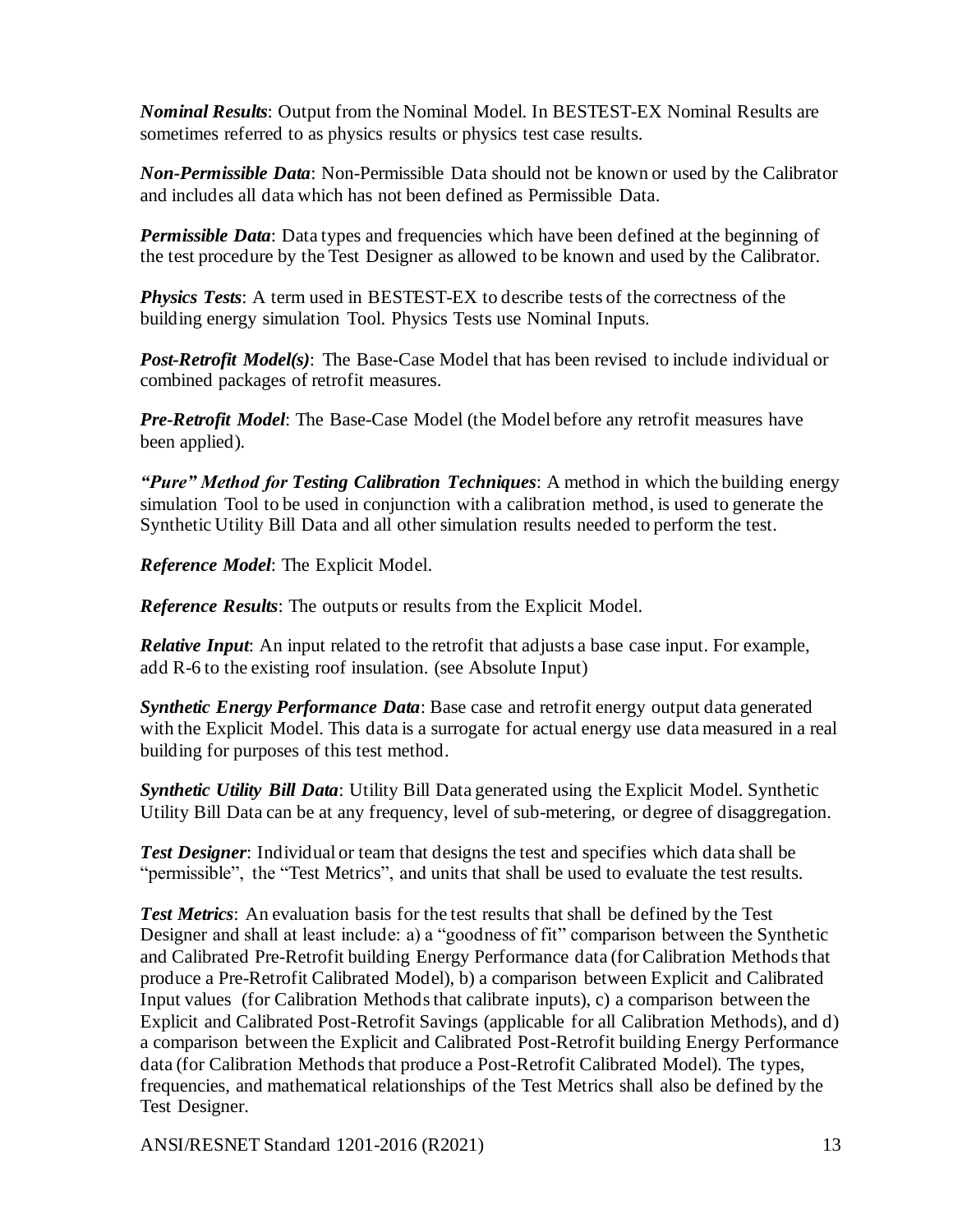***Nominal Results***: Output from the Nominal Model. In BESTEST-EX Nominal Results are sometimes referred to as physics results or physics test case results.

***Non-Permissible Data***: Non-Permissible Data should not be known or used by the Calibrator and includes all data which has not been defined as Permissible Data.

***Permissible Data***: Data types and frequencies which have been defined at the beginning of the test procedure by the Test Designer as allowed to be known and used by the Calibrator.

***Physics Tests***: A term used in BESTEST-EX to describe tests of the correctness of the building energy simulation Tool. Physics Tests use Nominal Inputs.

***Post-Retrofit Model(s)***: The Base-Case Model that has been revised to include individual or combined packages of retrofit measures.

***Pre-Retrofit Model***: The Base-Case Model (the Model before any retrofit measures have been applied).

***"Pure" Method for Testing Calibration Techniques***: A method in which the building energy simulation Tool to be used in conjunction with a calibration method, is used to generate the Synthetic Utility Bill Data and all other simulation results needed to perform the test.

***Reference Model***: The Explicit Model.

***Reference Results***: The outputs or results from the Explicit Model.

***Relative Input***: An input related to the retrofit that adjusts a base case input. For example, add R-6 to the existing roof insulation. (see Absolute Input)

***Synthetic Energy Performance Data***: Base case and retrofit energy output data generated with the Explicit Model. This data is a surrogate for actual energy use data measured in a real building for purposes of this test method.

***Synthetic Utility Bill Data***: Utility Bill Data generated using the Explicit Model. Synthetic Utility Bill Data can be at any frequency, level of sub-metering, or degree of disaggregation.

***Test Designer***: Individual or team that designs the test and specifies which data shall be "permissible", the "Test Metrics", and units that shall be used to evaluate the test results.

***Test Metrics***: An evaluation basis for the test results that shall be defined by the Test Designer and shall at least include: a) a "goodness of fit" comparison between the Synthetic and Calibrated Pre-Retrofit building Energy Performance data (for Calibration Methods that produce a Pre-Retrofit Calibrated Model), b) a comparison between Explicit and Calibrated Input values (for Calibration Methods that calibrate inputs), c) a comparison between the Explicit and Calibrated Post-Retrofit Savings (applicable for all Calibration Methods), and d) a comparison between the Explicit and Calibrated Post-Retrofit building Energy Performance data (for Calibration Methods that produce a Post-Retrofit Calibrated Model). The types, frequencies, and mathematical relationships of the Test Metrics shall also be defined by the Test Designer.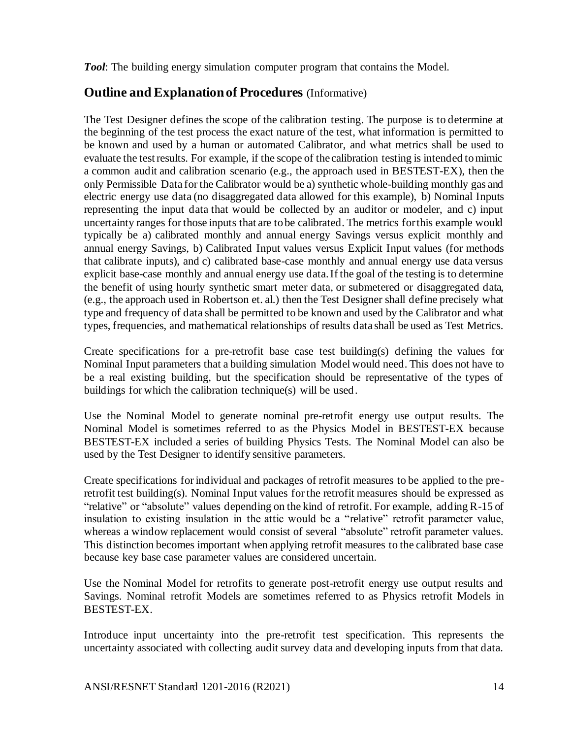***Tool***: The building energy simulation computer program that contains the Model.

## Outline and Explanation of Procedures (Informative)

The Test Designer defines the scope of the calibration testing. The purpose is to determine at the beginning of the test process the exact nature of the test, what information is permitted to be known and used by a human or automated Calibrator, and what metrics shall be used to evaluate the test results. For example, if the scope of the calibration testing is intended to mimic a common audit and calibration scenario (e.g., the approach used in BESTEST-EX), then the only Permissible Data for the Calibrator would be a) synthetic whole-building monthly gas and electric energy use data (no disaggregated data allowed for this example), b) Nominal Inputs representing the input data that would be collected by an auditor or modeler, and c) input uncertainty ranges for those inputs that are to be calibrated. The metrics for this example would typically be a) calibrated monthly and annual energy Savings versus explicit monthly and annual energy Savings, b) Calibrated Input values versus Explicit Input values (for methods that calibrate inputs), and c) calibrated base-case monthly and annual energy use data versus explicit base-case monthly and annual energy use data. If the goal of the testing is to determine the benefit of using hourly synthetic smart meter data, or submetered or disaggregated data, (e.g., the approach used in Robertson et. al.) then the Test Designer shall define precisely what type and frequency of data shall be permitted to be known and used by the Calibrator and what types, frequencies, and mathematical relationships of results data shall be used as Test Metrics.

Create specifications for a pre-retrofit base case test building(s) defining the values for Nominal Input parameters that a building simulation Model would need. This does not have to be a real existing building, but the specification should be representative of the types of buildings for which the calibration technique(s) will be used.

Use the Nominal Model to generate nominal pre-retrofit energy use output results. The Nominal Model is sometimes referred to as the Physics Model in BESTEST-EX because BESTEST-EX included a series of building Physics Tests. The Nominal Model can also be used by the Test Designer to identify sensitive parameters.

Create specifications for individual and packages of retrofit measures to be applied to the pre-retrofit test building(s). Nominal Input values for the retrofit measures should be expressed as "relative" or "absolute" values depending on the kind of retrofit. For example, adding R-15 of insulation to existing insulation in the attic would be a "relative" retrofit parameter value, whereas a window replacement would consist of several "absolute" retrofit parameter values. This distinction becomes important when applying retrofit measures to the calibrated base case because key base case parameter values are considered uncertain.

Use the Nominal Model for retrofits to generate post-retrofit energy use output results and Savings. Nominal retrofit Models are sometimes referred to as Physics retrofit Models in BESTEST-EX.

Introduce input uncertainty into the pre-retrofit test specification. This represents the uncertainty associated with collecting audit survey data and developing inputs from that data.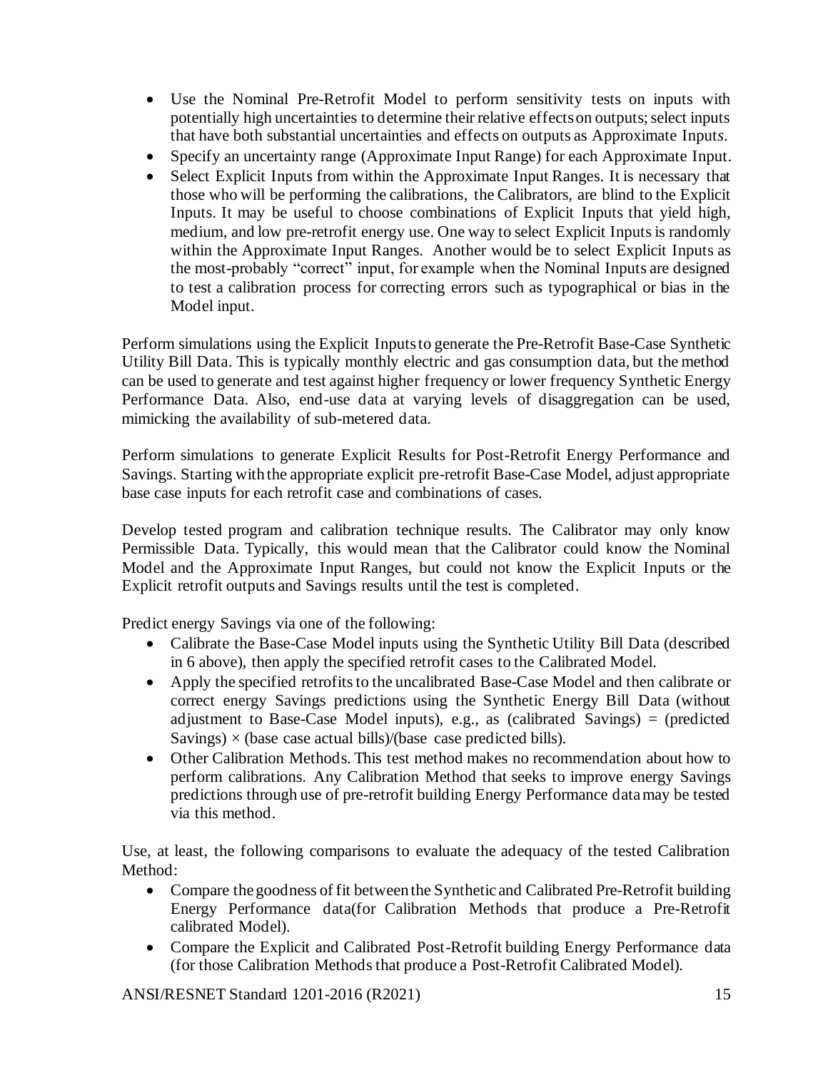- Use the Nominal Pre-Retrofit Model to perform sensitivity tests on inputs with potentially high uncertainties to determine their relative effects on outputs; select inputs that have both substantial uncertainties and effects on outputs as Approximate Inputs.
- Specify an uncertainty range (Approximate Input Range) for each Approximate Input.
- Select Explicit Inputs from within the Approximate Input Ranges. It is necessary that those who will be performing the calibrations, the Calibrators, are blind to the Explicit Inputs. It may be useful to choose combinations of Explicit Inputs that yield high, medium, and low pre-retrofit energy use. One way to select Explicit Inputs is randomly within the Approximate Input Ranges. Another would be to select Explicit Inputs as the most-probably "correct" input, for example when the Nominal Inputs are designed to test a calibration process for correcting errors such as typographical or bias in the Model input.

Perform simulations using the Explicit Inputs to generate the Pre-Retrofit Base-Case Synthetic Utility Bill Data. This is typically monthly electric and gas consumption data, but the method can be used to generate and test against higher frequency or lower frequency Synthetic Energy Performance Data. Also, end-use data at varying levels of disaggregation can be used, mimicking the availability of sub-metered data.

Perform simulations to generate Explicit Results for Post-Retrofit Energy Performance and Savings. Starting with the appropriate explicit pre-retrofit Base-Case Model, adjust appropriate base case inputs for each retrofit case and combinations of cases.

Develop tested program and calibration technique results. The Calibrator may only know Permissible Data. Typically, this would mean that the Calibrator could know the Nominal Model and the Approximate Input Ranges, but could not know the Explicit Inputs or the Explicit retrofit outputs and Savings results until the test is completed.

Predict energy Savings via one of the following:

- Calibrate the Base-Case Model inputs using the Synthetic Utility Bill Data (described in 6 above), then apply the specified retrofit cases to the Calibrated Model.
- Apply the specified retrofits to the uncalibrated Base-Case Model and then calibrate or correct energy Savings predictions using the Synthetic Energy Bill Data (without adjustment to Base-Case Model inputs), e.g., as (calibrated Savings) = (predicted Savings) × (base case actual bills)/(base case predicted bills).
- Other Calibration Methods. This test method makes no recommendation about how to perform calibrations. Any Calibration Method that seeks to improve energy Savings predictions through use of pre-retrofit building Energy Performance data may be tested via this method.

Use, at least, the following comparisons to evaluate the adequacy of the tested Calibration Method:

- Compare the goodness of fit between the Synthetic and Calibrated Pre-Retrofit building Energy Performance data(for Calibration Methods that produce a Pre-Retrofit calibrated Model).
- Compare the Explicit and Calibrated Post-Retrofit building Energy Performance data (for those Calibration Methods that produce a Post-Retrofit Calibrated Model).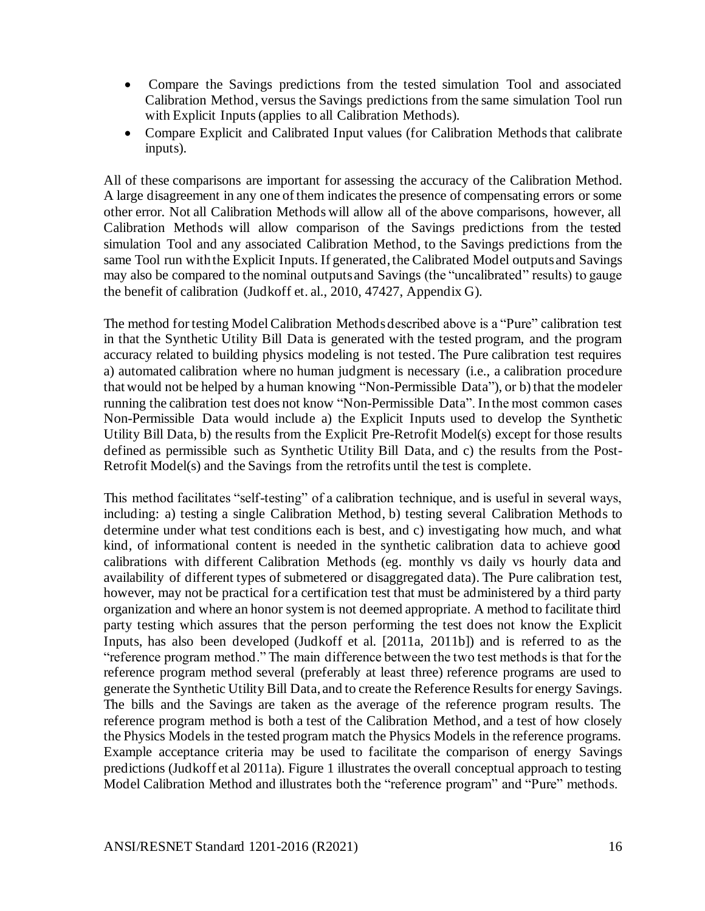- Compare the Savings predictions from the tested simulation Tool and associated Calibration Method, versus the Savings predictions from the same simulation Tool run with Explicit Inputs (applies to all Calibration Methods).
- Compare Explicit and Calibrated Input values (for Calibration Methods that calibrate inputs).

All of these comparisons are important for assessing the accuracy of the Calibration Method. A large disagreement in any one of them indicates the presence of compensating errors or some other error. Not all Calibration Methods will allow all of the above comparisons, however, all Calibration Methods will allow comparison of the Savings predictions from the tested simulation Tool and any associated Calibration Method, to the Savings predictions from the same Tool run with the Explicit Inputs. If generated, the Calibrated Model outputs and Savings may also be compared to the nominal outputs and Savings (the "uncalibrated" results) to gauge the benefit of calibration (Judkoff et. al., 2010, 47427, Appendix G).

The method for testing Model Calibration Methods described above is a "Pure" calibration test in that the Synthetic Utility Bill Data is generated with the tested program, and the program accuracy related to building physics modeling is not tested. The Pure calibration test requires a) automated calibration where no human judgment is necessary (i.e., a calibration procedure that would not be helped by a human knowing "Non-Permissible Data"), or b) that the modeler running the calibration test does not know "Non-Permissible Data". In the most common cases Non-Permissible Data would include a) the Explicit Inputs used to develop the Synthetic Utility Bill Data, b) the results from the Explicit Pre-Retrofit Model(s) except for those results defined as permissible such as Synthetic Utility Bill Data, and c) the results from the Post-Retrofit Model(s) and the Savings from the retrofits until the test is complete.

This method facilitates "self-testing" of a calibration technique, and is useful in several ways, including: a) testing a single Calibration Method, b) testing several Calibration Methods to determine under what test conditions each is best, and c) investigating how much, and what kind, of informational content is needed in the synthetic calibration data to achieve good calibrations with different Calibration Methods (eg. monthly vs daily vs hourly data and availability of different types of submetered or disaggregated data). The Pure calibration test, however, may not be practical for a certification test that must be administered by a third party organization and where an honor system is not deemed appropriate. A method to facilitate third party testing which assures that the person performing the test does not know the Explicit Inputs, has also been developed (Judkoff et al. [2011a, 2011b]) and is referred to as the "reference program method." The main difference between the two test methods is that for the reference program method several (preferably at least three) reference programs are used to generate the Synthetic Utility Bill Data, and to create the Reference Results for energy Savings. The bills and the Savings are taken as the average of the reference program results. The reference program method is both a test of the Calibration Method, and a test of how closely the Physics Models in the tested program match the Physics Models in the reference programs. Example acceptance criteria may be used to facilitate the comparison of energy Savings predictions (Judkoff et al 2011a). Figure 1 illustrates the overall conceptual approach to testing Model Calibration Method and illustrates both the "reference program" and "Pure" methods.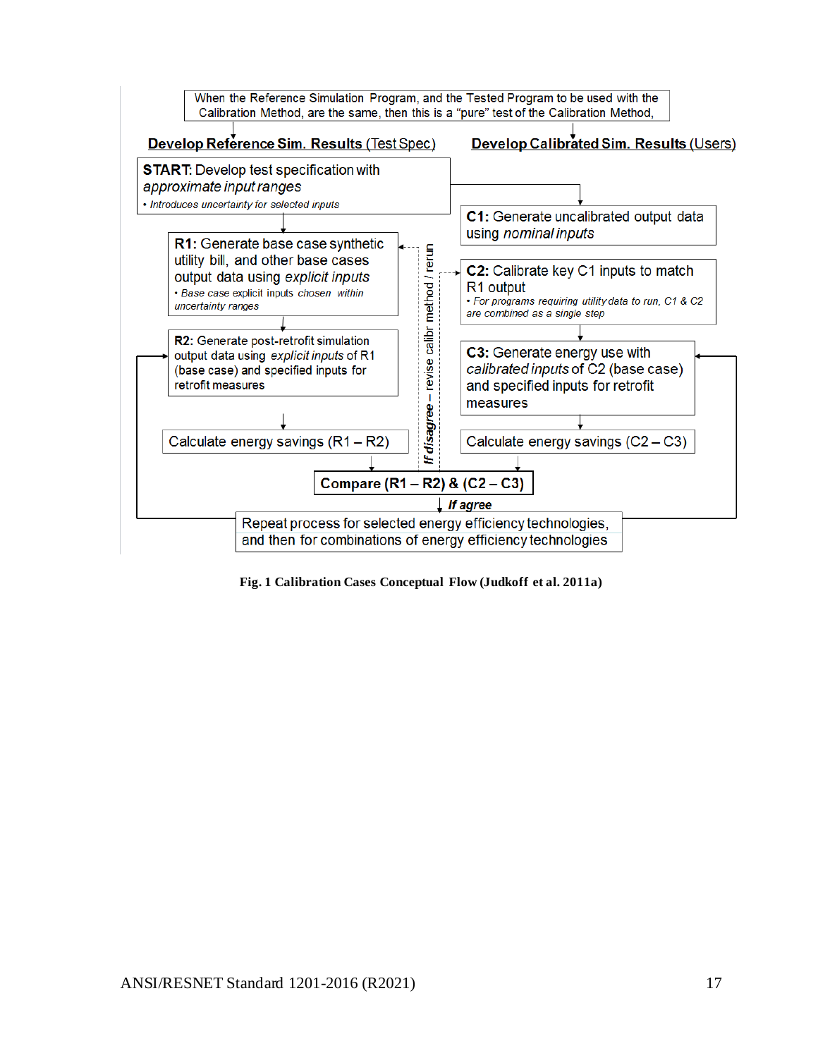When the Reference Simulation Program, and the Tested Program to be used with the Calibration Method, are the same, then this is a "pure" test of the Calibration Method,

**Develop Reference Sim. Results** (Test Spec)

**START:** Develop test specification with *approximate input ranges*

- *Introduces uncertainty for selected inputs*

**R1:** Generate base case synthetic utility bill, and other base cases output data using *explicit inputs*

- *Base case explicit inputs chosen within uncertainty ranges*

**R2:** Generate post-retrofit simulation output data using *explicit inputs* of R1 (base case) and specified inputs for retrofit measures

Calculate energy savings (R1 – R2)

**Develop Calibrated Sim. Results** (Users)

**C1:** Generate uncalibrated output data using *nominal inputs*

**C2:** Calibrate key C1 inputs to match R1 output

- *For programs requiring utility data to run, C1 & C2 are combined as a single step*

**C3:** Generate energy use with *calibrated inputs* of C2 (base case) and specified inputs for retrofit measures

Calculate energy savings (C2 – C3)

**Compare (R1 – R2) & (C2 – C3)**

***If disagree*** – revise calibr method / rerun

***If agree***

Repeat process for selected energy efficiency technologies, and then for combinations of energy efficiency technologies

**Fig. 1 Calibration Cases Conceptual Flow (Judkoff et al. 2011a)**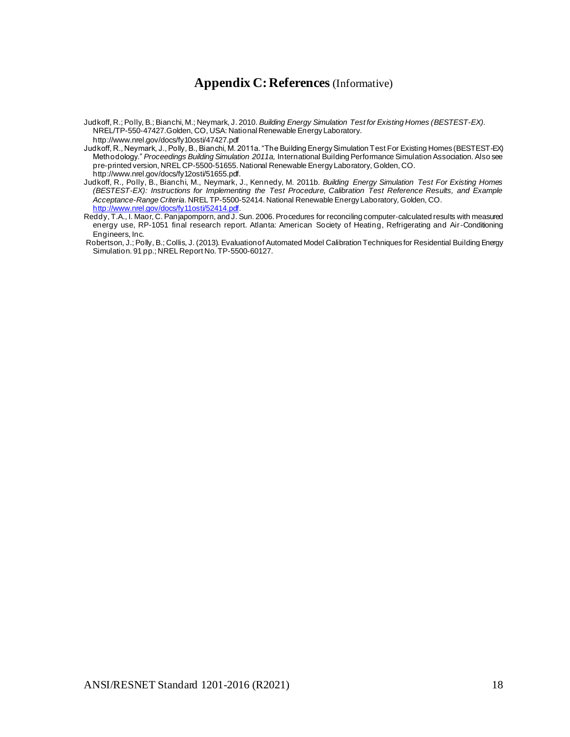# Appendix C: References (Informative)

Judkoff, R.; Polly, B.; Bianchi, M.; Neymark, J. 2010. *Building Energy Simulation Test for Existing Homes (BESTEST-EX).* NREL/TP-550-47427.Golden, CO, USA: National Renewable Energy Laboratory. http://www.nrel.gov/docs/fy10osti/47427.pdf

Judkoff, R., Neymark, J., Polly, B., Bianchi, M. 2011a. "The Building Energy Simulation Test For Existing Homes (BESTEST-EX) Methodology." *Proceedings Building Simulation 2011a,* International Building Performance Simulation Association. Also see pre-printed version, NREL CP-5500-51655. National Renewable Energy Laboratory, Golden, CO. http://www.nrel.gov/docs/fy12osti/51655.pdf.

Judkoff, R., Polly, B., Bianchi, M., Neymark, J., Kennedy, M. 2011b. *Building Energy Simulation Test For Existing Homes (BESTEST-EX): Instructions for Implementing the Test Procedure, Calibration Test Reference Results, and Example Acceptance-Range Criteria*. NREL TP-5500-52414. National Renewable Energy Laboratory, Golden, CO. http://www.nrel.gov/docs/fy11osti/52414.pdf.

Reddy, T.A., I. Maor, C. Panjapornporn, and J. Sun. 2006. Procedures for reconciling computer-calculated results with measured energy use, RP-1051 final research report. Atlanta: American Society of Heating, Refrigerating and Air-Conditioning Engineers, Inc.

Robertson, J.; Polly, B.; Collis, J. (2013). Evaluation of Automated Model Calibration Techniques for Residential Building Energy Simulation. 91 pp.; NREL Report No. TP-5500-60127.